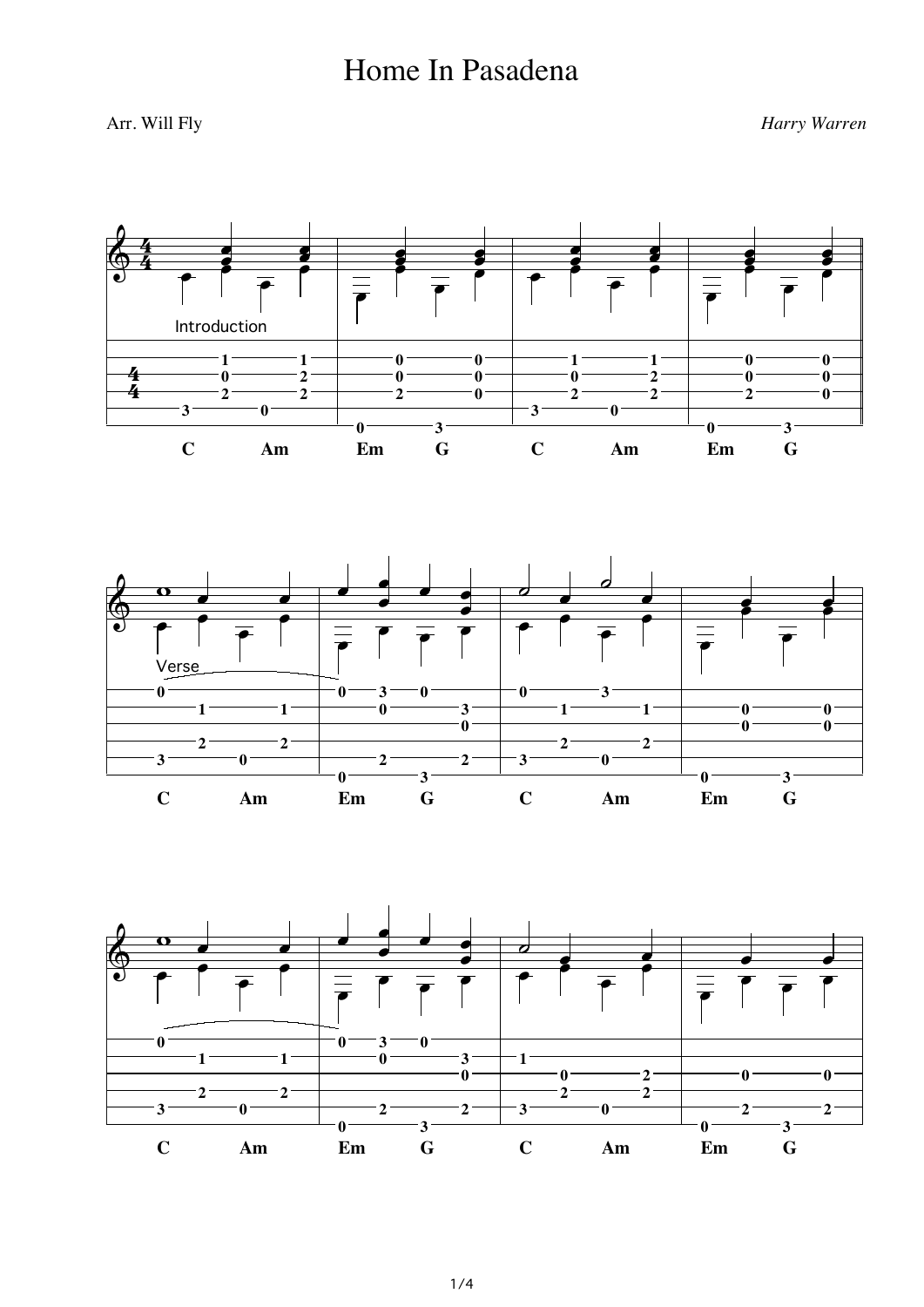# Home In Pasadena

Arr. Will Fly

*Harry Warren*

Introduction

C Am Em G C Am Em G

Verse

C Am Em G C Am Em G

C Am Em G C Am Em G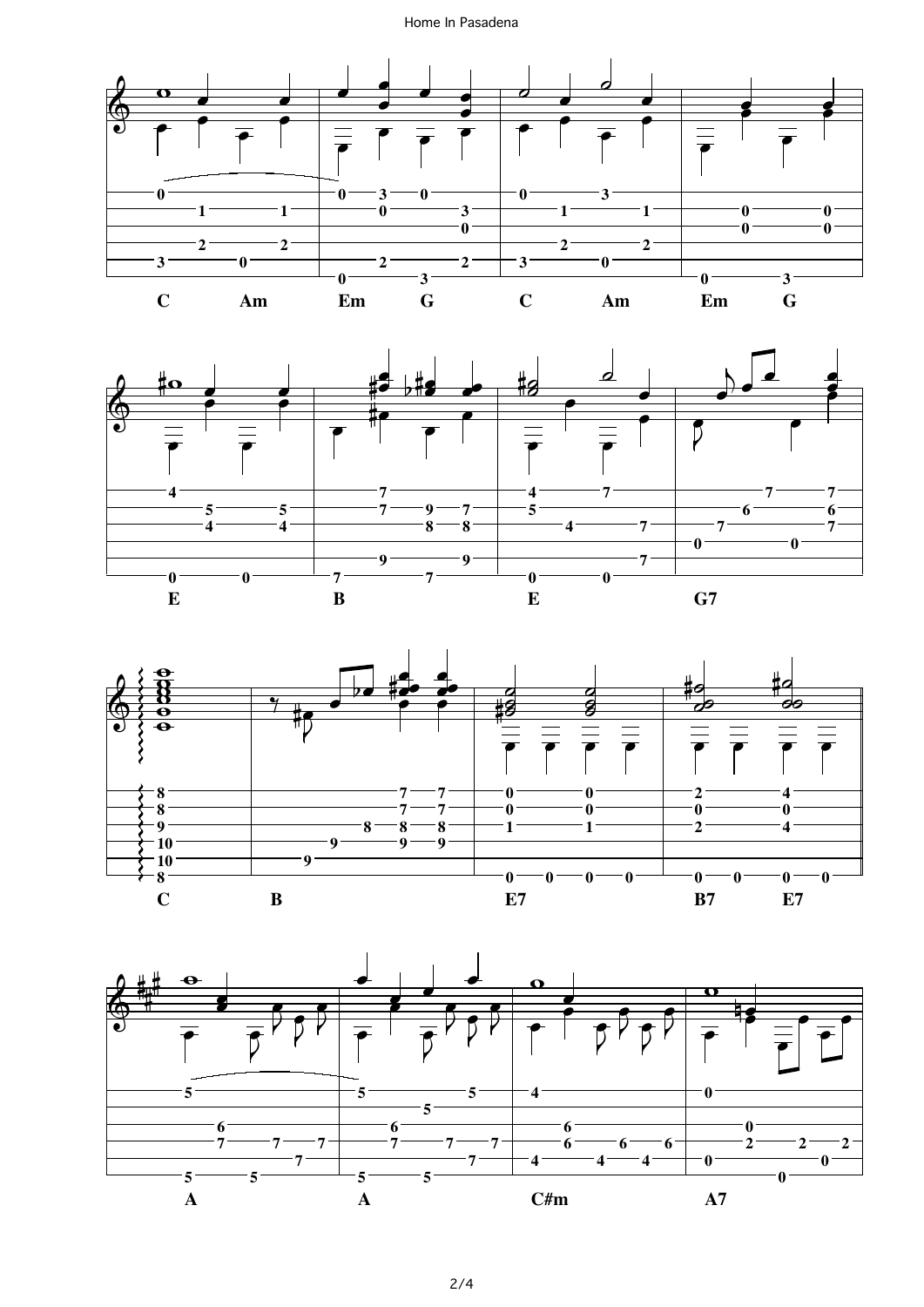C Am Em G C Am Em G

E B E G7

C B E7 B7 E7

A A C#m A7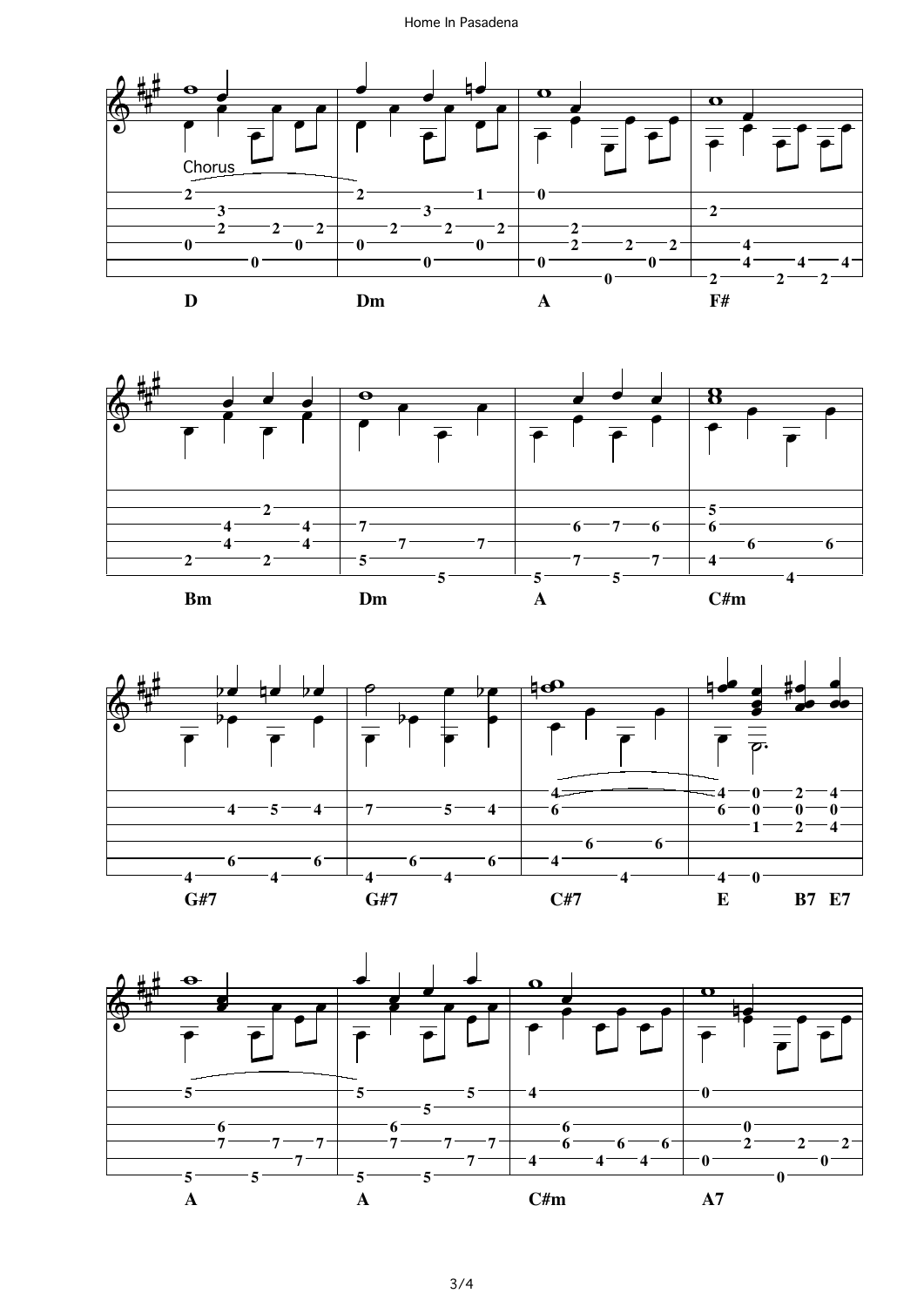Chorus

D Dm A F#

Bm Dm A C#m

G#7 G#7 C#7 E B7 E7

A A C#m A7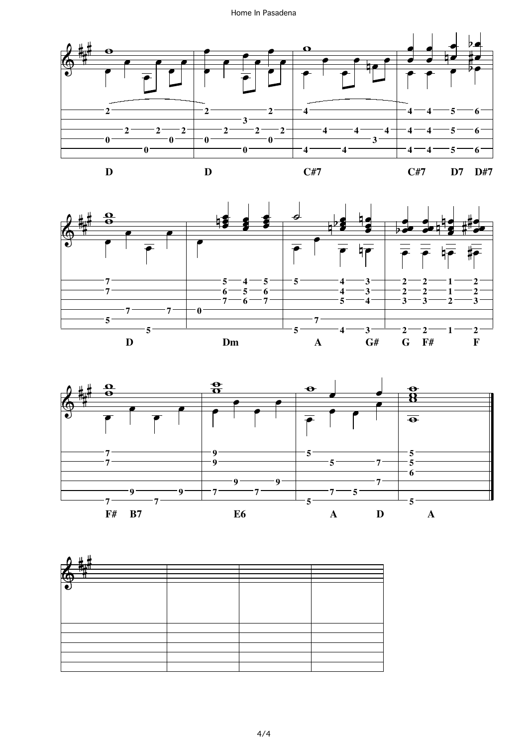D D C#7 C#7 D7 D#7

D Dm A G# G F# F

F# B7 E6 A D A